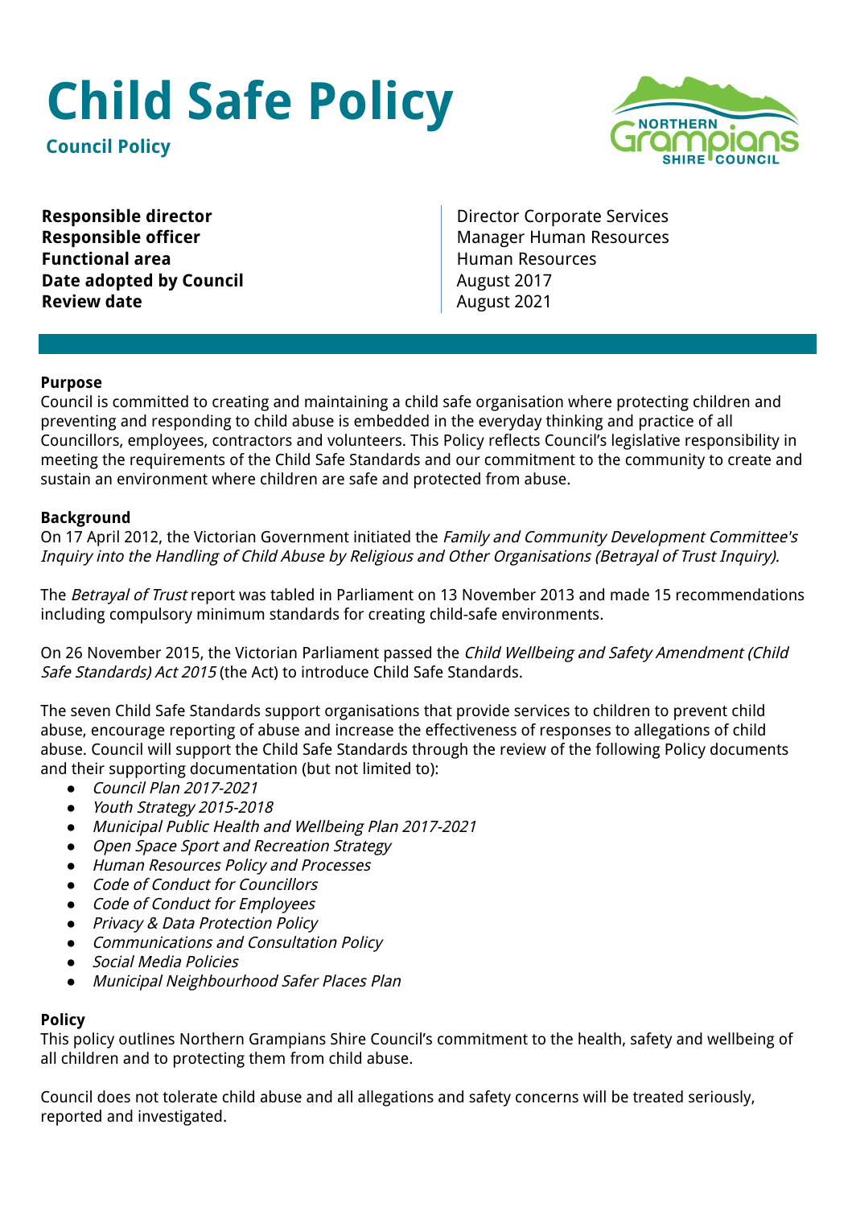# Child Safe Policy

**Council Policy**

| | |
|---|---|
| **Responsible director** | Director Corporate Services |
| **Responsible officer** | Manager Human Resources |
| **Functional area** | Human Resources |
| **Date adopted by Council** | August 2017 |
| **Review date** | August 2021 |

**Purpose**

Council is committed to creating and maintaining a child safe organisation where protecting children and preventing and responding to child abuse is embedded in the everyday thinking and practice of all Councillors, employees, contractors and volunteers. This Policy reflects Council's legislative responsibility in meeting the requirements of the Child Safe Standards and our commitment to the community to create and sustain an environment where children are safe and protected from abuse.

**Background**

On 17 April 2012, the Victorian Government initiated the *Family and Community Development Committee's Inquiry into the Handling of Child Abuse by Religious and Other Organisations (Betrayal of Trust Inquiry).*

The *Betrayal of Trust* report was tabled in Parliament on 13 November 2013 and made 15 recommendations including compulsory minimum standards for creating child-safe environments.

On 26 November 2015, the Victorian Parliament passed the *Child Wellbeing and Safety Amendment (Child Safe Standards) Act 2015* (the Act) to introduce Child Safe Standards.

The seven Child Safe Standards support organisations that provide services to children to prevent child abuse, encourage reporting of abuse and increase the effectiveness of responses to allegations of child abuse. Council will support the Child Safe Standards through the review of the following Policy documents and their supporting documentation (but not limited to):

- *Council Plan 2017-2021*
- *Youth Strategy 2015-2018*
- *Municipal Public Health and Wellbeing Plan 2017-2021*
- *Open Space Sport and Recreation Strategy*
- *Human Resources Policy and Processes*
- *Code of Conduct for Councillors*
- *Code of Conduct for Employees*
- *Privacy & Data Protection Policy*
- *Communications and Consultation Policy*
- *Social Media Policies*
- *Municipal Neighbourhood Safer Places Plan*

**Policy**

This policy outlines Northern Grampians Shire Council's commitment to the health, safety and wellbeing of all children and to protecting them from child abuse.

Council does not tolerate child abuse and all allegations and safety concerns will be treated seriously, reported and investigated.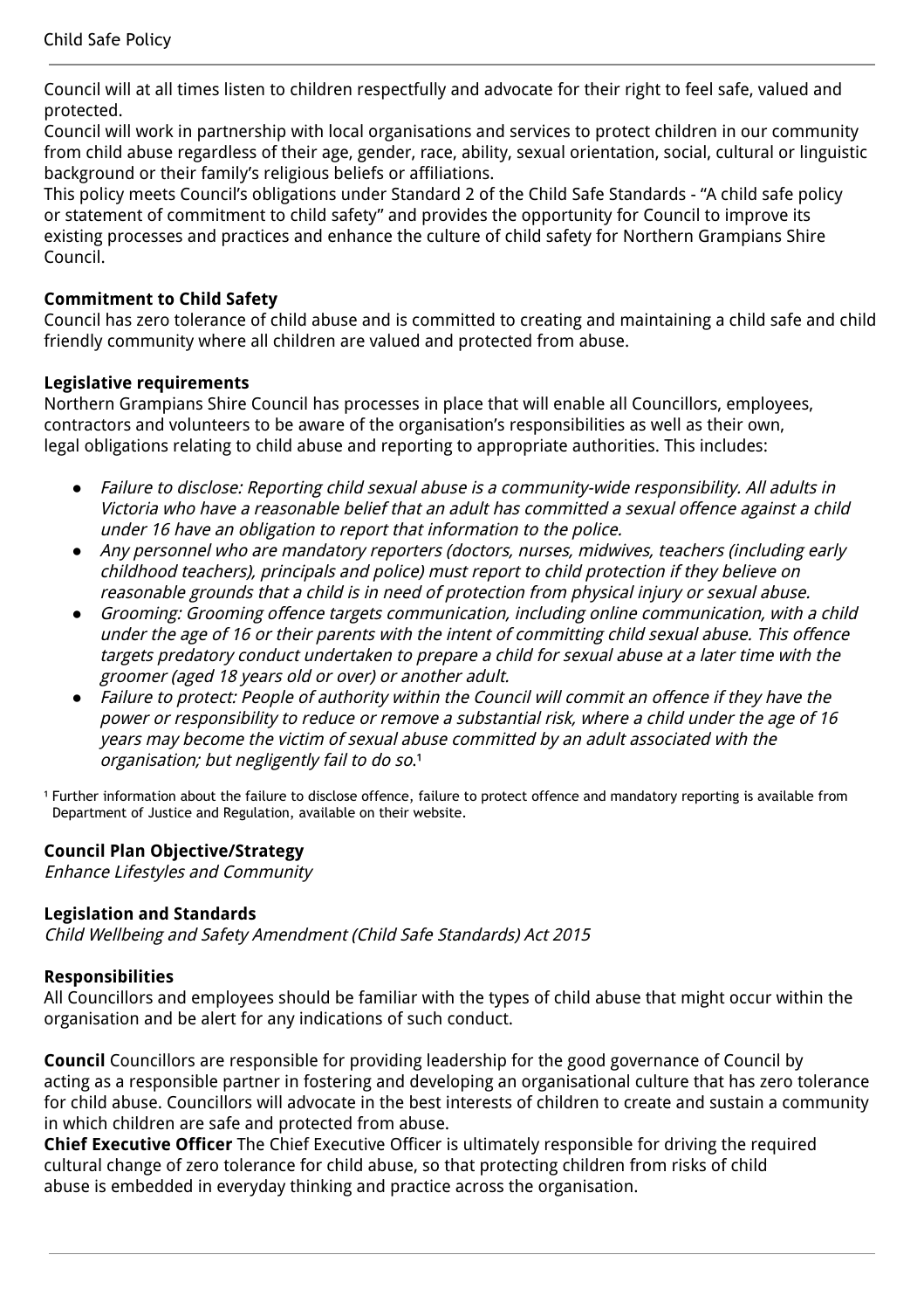Council will at all times listen to children respectfully and advocate for their right to feel safe, valued and protected.

Council will work in partnership with local organisations and services to protect children in our community from child abuse regardless of their age, gender, race, ability, sexual orientation, social, cultural or linguistic background or their family's religious beliefs or affiliations.

This policy meets Council's obligations under Standard 2 of the Child Safe Standards - "A child safe policy or statement of commitment to child safety" and provides the opportunity for Council to improve its existing processes and practices and enhance the culture of child safety for Northern Grampians Shire Council.

**Commitment to Child Safety**

Council has zero tolerance of child abuse and is committed to creating and maintaining a child safe and child friendly community where all children are valued and protected from abuse.

**Legislative requirements**

Northern Grampians Shire Council has processes in place that will enable all Councillors, employees, contractors and volunteers to be aware of the organisation's responsibilities as well as their own, legal obligations relating to child abuse and reporting to appropriate authorities. This includes:

- *Failure to disclose: Reporting child sexual abuse is a community-wide responsibility. All adults in Victoria who have a reasonable belief that an adult has committed a sexual offence against a child under 16 have an obligation to report that information to the police.*
- *Any personnel who are mandatory reporters (doctors, nurses, midwives, teachers (including early childhood teachers), principals and police) must report to child protection if they believe on reasonable grounds that a child is in need of protection from physical injury or sexual abuse.*
- *Grooming: Grooming offence targets communication, including online communication, with a child under the age of 16 or their parents with the intent of committing child sexual abuse. This offence targets predatory conduct undertaken to prepare a child for sexual abuse at a later time with the groomer (aged 18 years old or over) or another adult.*
- *Failure to protect: People of authority within the Council will commit an offence if they have the power or responsibility to reduce or remove a substantial risk, where a child under the age of 16 years may become the victim of sexual abuse committed by an adult associated with the organisation; but negligently fail to do so.*[1]

[1] Further information about the failure to disclose offence, failure to protect offence and mandatory reporting is available from Department of Justice and Regulation, available on their website.

**Council Plan Objective/Strategy**

*Enhance Lifestyles and Community*

**Legislation and Standards**

*Child Wellbeing and Safety Amendment (Child Safe Standards) Act 2015*

**Responsibilities**

All Councillors and employees should be familiar with the types of child abuse that might occur within the organisation and be alert for any indications of such conduct.

**Council** Councillors are responsible for providing leadership for the good governance of Council by acting as a responsible partner in fostering and developing an organisational culture that has zero tolerance for child abuse. Councillors will advocate in the best interests of children to create and sustain a community in which children are safe and protected from abuse.

**Chief Executive Officer** The Chief Executive Officer is ultimately responsible for driving the required cultural change of zero tolerance for child abuse, so that protecting children from risks of child abuse is embedded in everyday thinking and practice across the organisation.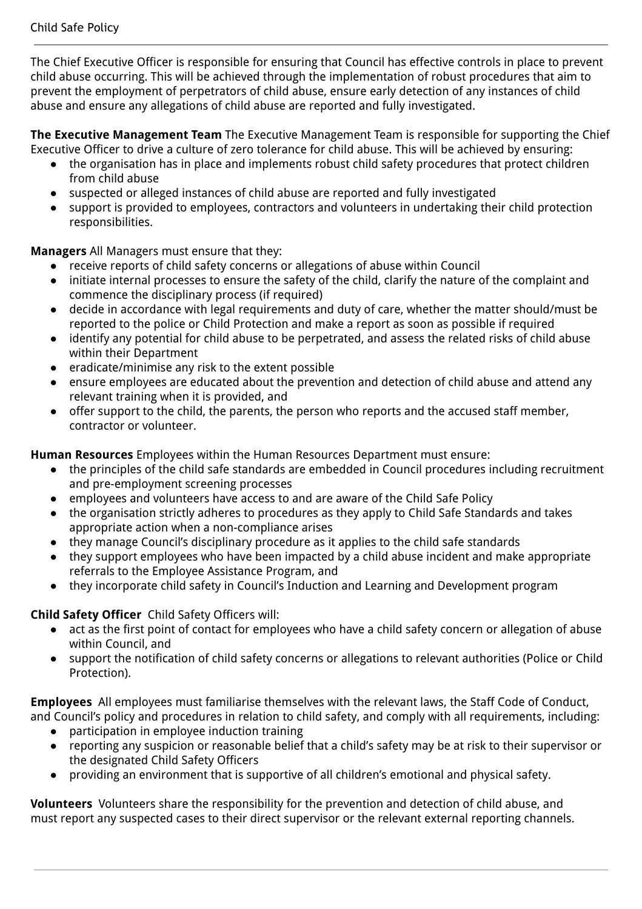The Chief Executive Officer is responsible for ensuring that Council has effective controls in place to prevent child abuse occurring. This will be achieved through the implementation of robust procedures that aim to prevent the employment of perpetrators of child abuse, ensure early detection of any instances of child abuse and ensure any allegations of child abuse are reported and fully investigated.

**The Executive Management Team** The Executive Management Team is responsible for supporting the Chief Executive Officer to drive a culture of zero tolerance for child abuse. This will be achieved by ensuring:

- the organisation has in place and implements robust child safety procedures that protect children from child abuse
- suspected or alleged instances of child abuse are reported and fully investigated
- support is provided to employees, contractors and volunteers in undertaking their child protection responsibilities.

**Managers** All Managers must ensure that they:

- receive reports of child safety concerns or allegations of abuse within Council
- initiate internal processes to ensure the safety of the child, clarify the nature of the complaint and commence the disciplinary process (if required)
- decide in accordance with legal requirements and duty of care, whether the matter should/must be reported to the police or Child Protection and make a report as soon as possible if required
- identify any potential for child abuse to be perpetrated, and assess the related risks of child abuse within their Department
- eradicate/minimise any risk to the extent possible
- ensure employees are educated about the prevention and detection of child abuse and attend any relevant training when it is provided, and
- offer support to the child, the parents, the person who reports and the accused staff member, contractor or volunteer.

**Human Resources** Employees within the Human Resources Department must ensure:

- the principles of the child safe standards are embedded in Council procedures including recruitment and pre-employment screening processes
- employees and volunteers have access to and are aware of the Child Safe Policy
- the organisation strictly adheres to procedures as they apply to Child Safe Standards and takes appropriate action when a non-compliance arises
- they manage Council's disciplinary procedure as it applies to the child safe standards
- they support employees who have been impacted by a child abuse incident and make appropriate referrals to the Employee Assistance Program, and
- they incorporate child safety in Council's Induction and Learning and Development program

**Child Safety Officer** Child Safety Officers will:

- act as the first point of contact for employees who have a child safety concern or allegation of abuse within Council, and
- support the notification of child safety concerns or allegations to relevant authorities (Police or Child Protection).

**Employees** All employees must familiarise themselves with the relevant laws, the Staff Code of Conduct, and Council's policy and procedures in relation to child safety, and comply with all requirements, including:

- participation in employee induction training
- reporting any suspicion or reasonable belief that a child's safety may be at risk to their supervisor or the designated Child Safety Officers
- providing an environment that is supportive of all children's emotional and physical safety.

**Volunteers** Volunteers share the responsibility for the prevention and detection of child abuse, and must report any suspected cases to their direct supervisor or the relevant external reporting channels.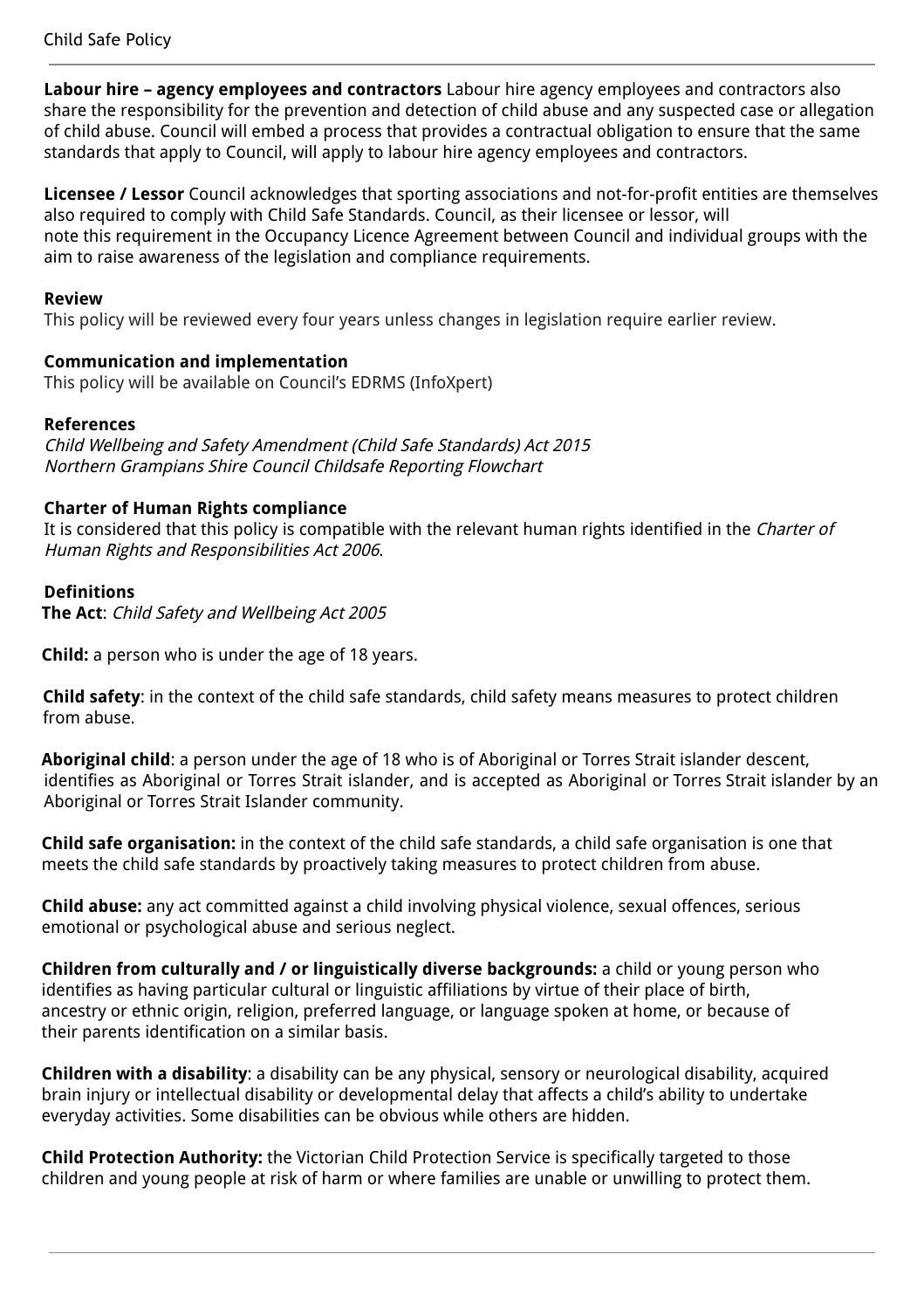**Labour hire – agency employees and contractors** Labour hire agency employees and contractors also share the responsibility for the prevention and detection of child abuse and any suspected case or allegation of child abuse. Council will embed a process that provides a contractual obligation to ensure that the same standards that apply to Council, will apply to labour hire agency employees and contractors.

**Licensee / Lessor** Council acknowledges that sporting associations and not-for-profit entities are themselves also required to comply with Child Safe Standards. Council, as their licensee or lessor, will note this requirement in the Occupancy Licence Agreement between Council and individual groups with the aim to raise awareness of the legislation and compliance requirements.

**Review**

This policy will be reviewed every four years unless changes in legislation require earlier review.

**Communication and implementation**

This policy will be available on Council's EDRMS (InfoXpert)

**References**

*Child Wellbeing and Safety Amendment (Child Safe Standards) Act 2015*
*Northern Grampians Shire Council Childsafe Reporting Flowchart*

**Charter of Human Rights compliance**

It is considered that this policy is compatible with the relevant human rights identified in the *Charter of Human Rights and Responsibilities Act 2006*.

**Definitions**

**The Act**: *Child Safety and Wellbeing Act 2005*

**Child:** a person who is under the age of 18 years.

**Child safety**: in the context of the child safe standards, child safety means measures to protect children from abuse.

**Aboriginal child**: a person under the age of 18 who is of Aboriginal or Torres Strait islander descent, identifies as Aboriginal or Torres Strait islander, and is accepted as Aboriginal or Torres Strait islander by an Aboriginal or Torres Strait Islander community.

**Child safe organisation:** in the context of the child safe standards, a child safe organisation is one that meets the child safe standards by proactively taking measures to protect children from abuse.

**Child abuse:** any act committed against a child involving physical violence, sexual offences, serious emotional or psychological abuse and serious neglect.

**Children from culturally and / or linguistically diverse backgrounds:** a child or young person who identifies as having particular cultural or linguistic affiliations by virtue of their place of birth, ancestry or ethnic origin, religion, preferred language, or language spoken at home, or because of their parents identification on a similar basis.

**Children with a disability**: a disability can be any physical, sensory or neurological disability, acquired brain injury or intellectual disability or developmental delay that affects a child's ability to undertake everyday activities. Some disabilities can be obvious while others are hidden.

**Child Protection Authority:** the Victorian Child Protection Service is specifically targeted to those children and young people at risk of harm or where families are unable or unwilling to protect them.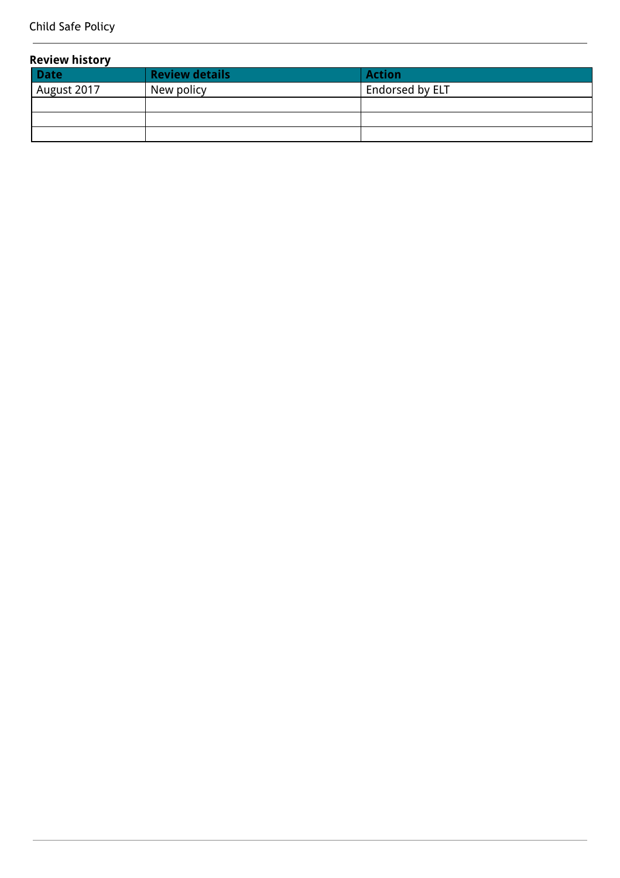**Review history**

| Date | Review details | Action |
| --- | --- | --- |
| August 2017 | New policy | Endorsed by ELT |
| | | |
| | | |
| | | |